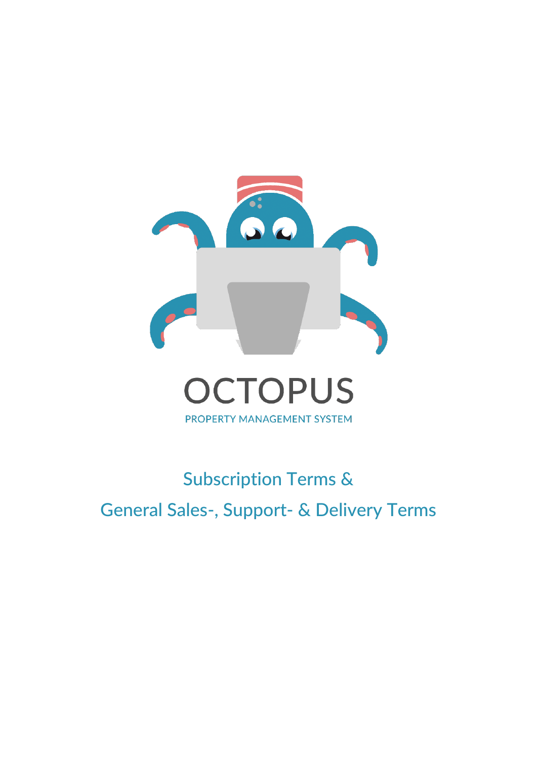# OCTOPUS

PROPERTY MANAGEMENT SYSTEM

## Subscription Terms &

## General Sales-, Support- & Delivery Terms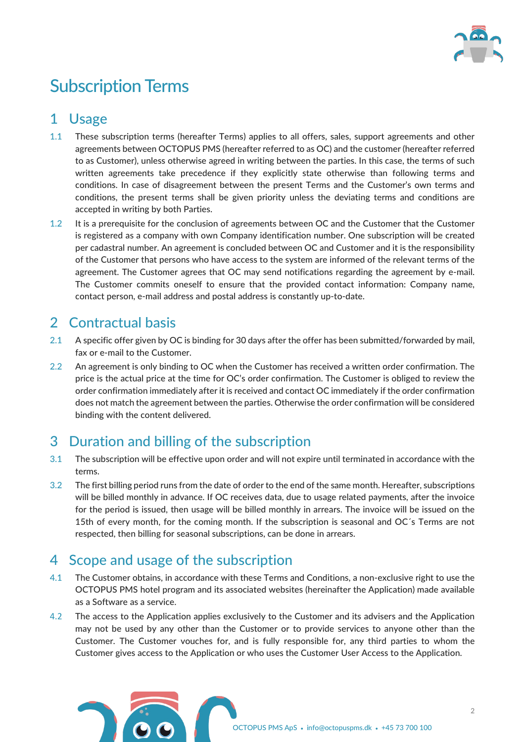# Subscription Terms

## 1 Usage

1.1 These subscription terms (hereafter Terms) applies to all offers, sales, support agreements and other agreements between OCTOPUS PMS (hereafter referred to as OC) and the customer (hereafter referred to as Customer), unless otherwise agreed in writing between the parties. In this case, the terms of such written agreements take precedence if they explicitly state otherwise than following terms and conditions. In case of disagreement between the present Terms and the Customer's own terms and conditions, the present terms shall be given priority unless the deviating terms and conditions are accepted in writing by both Parties.

1.2 It is a prerequisite for the conclusion of agreements between OC and the Customer that the Customer is registered as a company with own Company identification number. One subscription will be created per cadastral number. An agreement is concluded between OC and Customer and it is the responsibility of the Customer that persons who have access to the system are informed of the relevant terms of the agreement. The Customer agrees that OC may send notifications regarding the agreement by e-mail. The Customer commits oneself to ensure that the provided contact information: Company name, contact person, e-mail address and postal address is constantly up-to-date.

## 2 Contractual basis

2.1 A specific offer given by OC is binding for 30 days after the offer has been submitted/forwarded by mail, fax or e-mail to the Customer.

2.2 An agreement is only binding to OC when the Customer has received a written order confirmation. The price is the actual price at the time for OC's order confirmation. The Customer is obliged to review the order confirmation immediately after it is received and contact OC immediately if the order confirmation does not match the agreement between the parties. Otherwise the order confirmation will be considered binding with the content delivered.

## 3 Duration and billing of the subscription

3.1 The subscription will be effective upon order and will not expire until terminated in accordance with the terms.

3.2 The first billing period runs from the date of order to the end of the same month. Hereafter, subscriptions will be billed monthly in advance. If OC receives data, due to usage related payments, after the invoice for the period is issued, then usage will be billed monthly in arrears. The invoice will be issued on the 15th of every month, for the coming month. If the subscription is seasonal and OC´s Terms are not respected, then billing for seasonal subscriptions, can be done in arrears.

## 4 Scope and usage of the subscription

4.1 The Customer obtains, in accordance with these Terms and Conditions, a non-exclusive right to use the OCTOPUS PMS hotel program and its associated websites (hereinafter the Application) made available as a Software as a service.

4.2 The access to the Application applies exclusively to the Customer and its advisers and the Application may not be used by any other than the Customer or to provide services to anyone other than the Customer. The Customer vouches for, and is fully responsible for, any third parties to whom the Customer gives access to the Application or who uses the Customer User Access to the Application.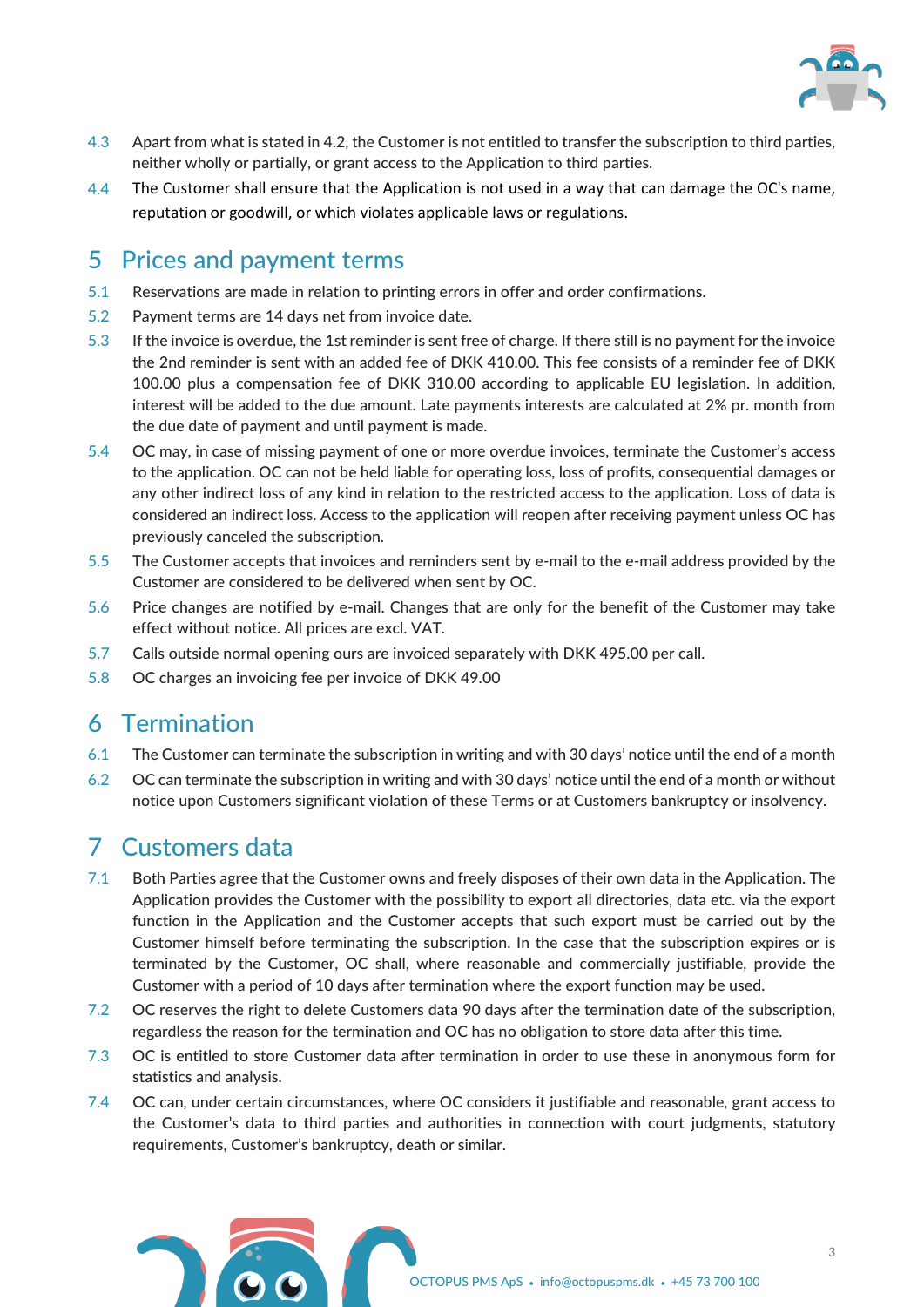4.3 Apart from what is stated in 4.2, the Customer is not entitled to transfer the subscription to third parties, neither wholly or partially, or grant access to the Application to third parties.

4.4 The Customer shall ensure that the Application is not used in a way that can damage the OC's name, reputation or goodwill, or which violates applicable laws or regulations.

# 5 Prices and payment terms

5.1 Reservations are made in relation to printing errors in offer and order confirmations.

5.2 Payment terms are 14 days net from invoice date.

5.3 If the invoice is overdue, the 1st reminder is sent free of charge. If there still is no payment for the invoice the 2nd reminder is sent with an added fee of DKK 410.00. This fee consists of a reminder fee of DKK 100.00 plus a compensation fee of DKK 310.00 according to applicable EU legislation. In addition, interest will be added to the due amount. Late payments interests are calculated at 2% pr. month from the due date of payment and until payment is made.

5.4 OC may, in case of missing payment of one or more overdue invoices, terminate the Customer's access to the application. OC can not be held liable for operating loss, loss of profits, consequential damages or any other indirect loss of any kind in relation to the restricted access to the application. Loss of data is considered an indirect loss. Access to the application will reopen after receiving payment unless OC has previously canceled the subscription.

5.5 The Customer accepts that invoices and reminders sent by e-mail to the e-mail address provided by the Customer are considered to be delivered when sent by OC.

5.6 Price changes are notified by e-mail. Changes that are only for the benefit of the Customer may take effect without notice. All prices are excl. VAT.

5.7 Calls outside normal opening ours are invoiced separately with DKK 495.00 per call.

5.8 OC charges an invoicing fee per invoice of DKK 49.00

# 6 Termination

6.1 The Customer can terminate the subscription in writing and with 30 days' notice until the end of a month

6.2 OC can terminate the subscription in writing and with 30 days' notice until the end of a month or without notice upon Customers significant violation of these Terms or at Customers bankruptcy or insolvency.

# 7 Customers data

7.1 Both Parties agree that the Customer owns and freely disposes of their own data in the Application. The Application provides the Customer with the possibility to export all directories, data etc. via the export function in the Application and the Customer accepts that such export must be carried out by the Customer himself before terminating the subscription. In the case that the subscription expires or is terminated by the Customer, OC shall, where reasonable and commercially justifiable, provide the Customer with a period of 10 days after termination where the export function may be used.

7.2 OC reserves the right to delete Customers data 90 days after the termination date of the subscription, regardless the reason for the termination and OC has no obligation to store data after this time.

7.3 OC is entitled to store Customer data after termination in order to use these in anonymous form for statistics and analysis.

7.4 OC can, under certain circumstances, where OC considers it justifiable and reasonable, grant access to the Customer's data to third parties and authorities in connection with court judgments, statutory requirements, Customer's bankruptcy, death or similar.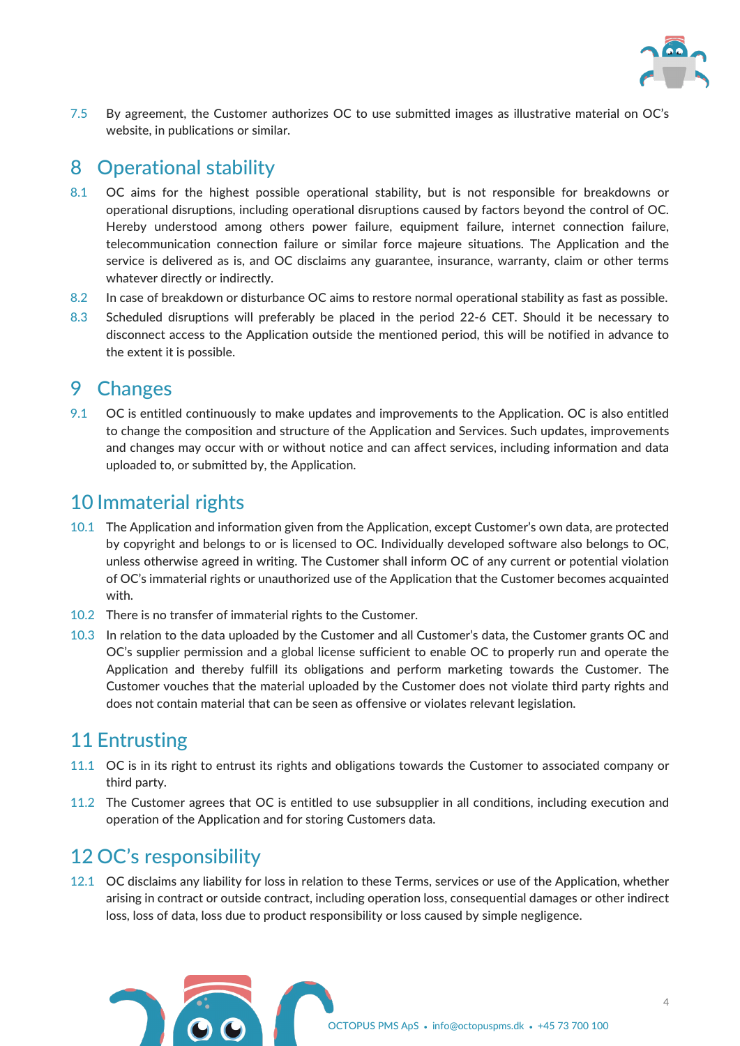7.5 By agreement, the Customer authorizes OC to use submitted images as illustrative material on OC's website, in publications or similar.

# 8 Operational stability

8.1 OC aims for the highest possible operational stability, but is not responsible for breakdowns or operational disruptions, including operational disruptions caused by factors beyond the control of OC. Hereby understood among others power failure, equipment failure, internet connection failure, telecommunication connection failure or similar force majeure situations. The Application and the service is delivered as is, and OC disclaims any guarantee, insurance, warranty, claim or other terms whatever directly or indirectly.

8.2 In case of breakdown or disturbance OC aims to restore normal operational stability as fast as possible.

8.3 Scheduled disruptions will preferably be placed in the period 22-6 CET. Should it be necessary to disconnect access to the Application outside the mentioned period, this will be notified in advance to the extent it is possible.

# 9 Changes

9.1 OC is entitled continuously to make updates and improvements to the Application. OC is also entitled to change the composition and structure of the Application and Services. Such updates, improvements and changes may occur with or without notice and can affect services, including information and data uploaded to, or submitted by, the Application.

# 10 Immaterial rights

10.1 The Application and information given from the Application, except Customer's own data, are protected by copyright and belongs to or is licensed to OC. Individually developed software also belongs to OC, unless otherwise agreed in writing. The Customer shall inform OC of any current or potential violation of OC's immaterial rights or unauthorized use of the Application that the Customer becomes acquainted with.

10.2 There is no transfer of immaterial rights to the Customer.

10.3 In relation to the data uploaded by the Customer and all Customer's data, the Customer grants OC and OC's supplier permission and a global license sufficient to enable OC to properly run and operate the Application and thereby fulfill its obligations and perform marketing towards the Customer. The Customer vouches that the material uploaded by the Customer does not violate third party rights and does not contain material that can be seen as offensive or violates relevant legislation.

# 11 Entrusting

11.1 OC is in its right to entrust its rights and obligations towards the Customer to associated company or third party.

11.2 The Customer agrees that OC is entitled to use subsupplier in all conditions, including execution and operation of the Application and for storing Customers data.

# 12 OC's responsibility

12.1 OC disclaims any liability for loss in relation to these Terms, services or use of the Application, whether arising in contract or outside contract, including operation loss, consequential damages or other indirect loss, loss of data, loss due to product responsibility or loss caused by simple negligence.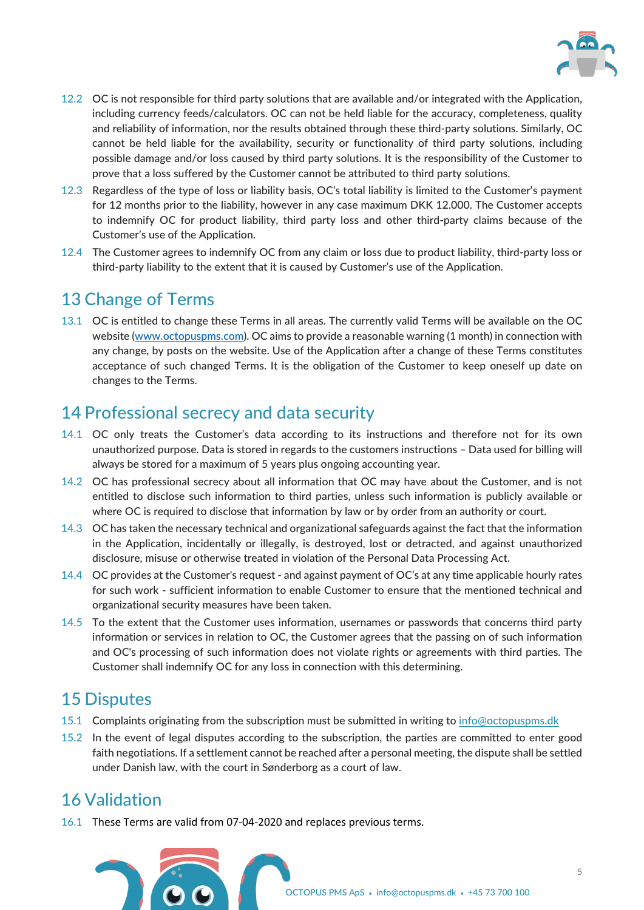12.2 OC is not responsible for third party solutions that are available and/or integrated with the Application, including currency feeds/calculators. OC can not be held liable for the accuracy, completeness, quality and reliability of information, nor the results obtained through these third-party solutions. Similarly, OC cannot be held liable for the availability, security or functionality of third party solutions, including possible damage and/or loss caused by third party solutions. It is the responsibility of the Customer to prove that a loss suffered by the Customer cannot be attributed to third party solutions.

12.3 Regardless of the type of loss or liability basis, OC's total liability is limited to the Customer's payment for 12 months prior to the liability, however in any case maximum DKK 12.000. The Customer accepts to indemnify OC for product liability, third party loss and other third-party claims because of the Customer's use of the Application.

12.4 The Customer agrees to indemnify OC from any claim or loss due to product liability, third-party loss or third-party liability to the extent that it is caused by Customer's use of the Application.

# 13 Change of Terms

13.1 OC is entitled to change these Terms in all areas. The currently valid Terms will be available on the OC website (www.octopuspms.com). OC aims to provide a reasonable warning (1 month) in connection with any change, by posts on the website. Use of the Application after a change of these Terms constitutes acceptance of such changed Terms. It is the obligation of the Customer to keep oneself up date on changes to the Terms.

# 14 Professional secrecy and data security

14.1 OC only treats the Customer's data according to its instructions and therefore not for its own unauthorized purpose. Data is stored in regards to the customers instructions – Data used for billing will always be stored for a maximum of 5 years plus ongoing accounting year.

14.2 OC has professional secrecy about all information that OC may have about the Customer, and is not entitled to disclose such information to third parties, unless such information is publicly available or where OC is required to disclose that information by law or by order from an authority or court.

14.3 OC has taken the necessary technical and organizational safeguards against the fact that the information in the Application, incidentally or illegally, is destroyed, lost or detracted, and against unauthorized disclosure, misuse or otherwise treated in violation of the Personal Data Processing Act.

14.4 OC provides at the Customer's request - and against payment of OC's at any time applicable hourly rates for such work - sufficient information to enable Customer to ensure that the mentioned technical and organizational security measures have been taken.

14.5 To the extent that the Customer uses information, usernames or passwords that concerns third party information or services in relation to OC, the Customer agrees that the passing on of such information and OC's processing of such information does not violate rights or agreements with third parties. The Customer shall indemnify OC for any loss in connection with this determining.

# 15 Disputes

15.1 Complaints originating from the subscription must be submitted in writing to info@octopuspms.dk

15.2 In the event of legal disputes according to the subscription, the parties are committed to enter good faith negotiations. If a settlement cannot be reached after a personal meeting, the dispute shall be settled under Danish law, with the court in Sønderborg as a court of law.

# 16 Validation

16.1 These Terms are valid from 07-04-2020 and replaces previous terms.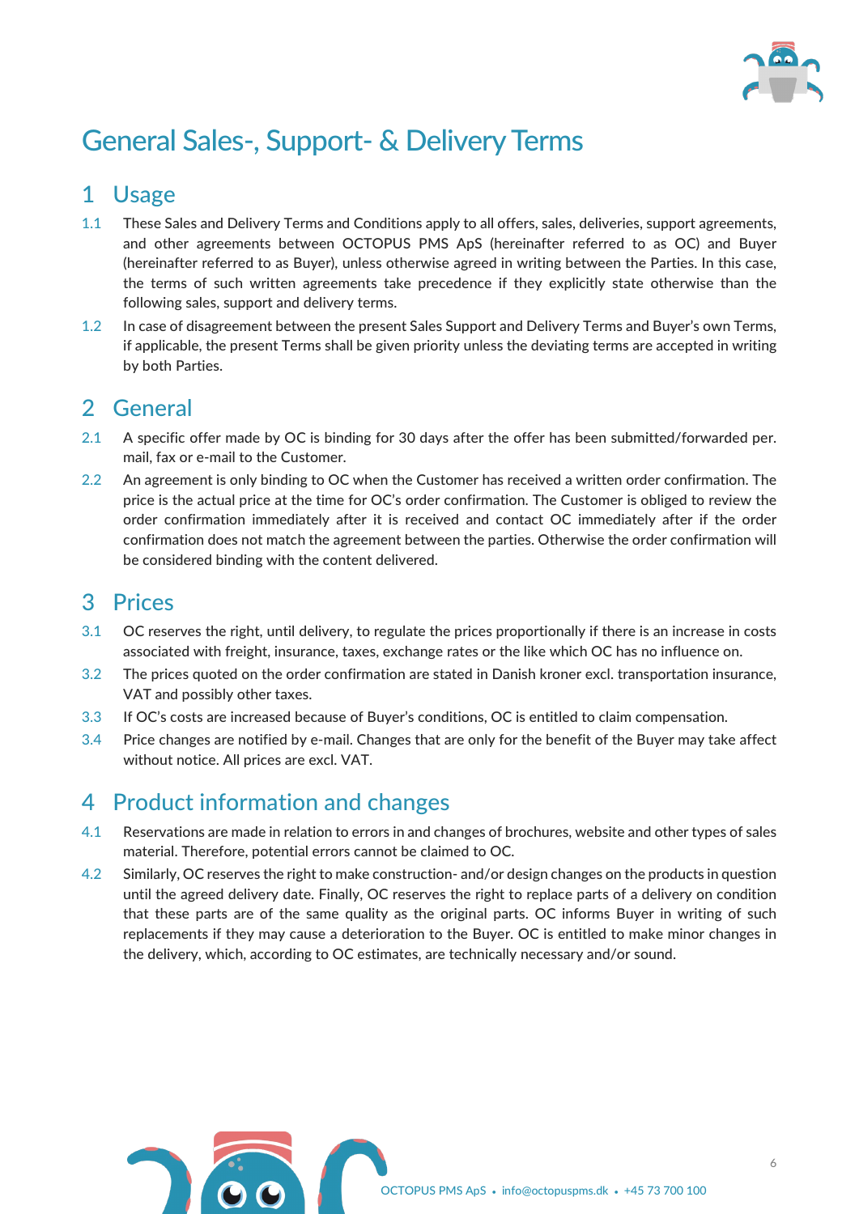# General Sales-, Support- & Delivery Terms

## 1 Usage

1.1 These Sales and Delivery Terms and Conditions apply to all offers, sales, deliveries, support agreements, and other agreements between OCTOPUS PMS ApS (hereinafter referred to as OC) and Buyer (hereinafter referred to as Buyer), unless otherwise agreed in writing between the Parties. In this case, the terms of such written agreements take precedence if they explicitly state otherwise than the following sales, support and delivery terms.

1.2 In case of disagreement between the present Sales Support and Delivery Terms and Buyer's own Terms, if applicable, the present Terms shall be given priority unless the deviating terms are accepted in writing by both Parties.

## 2 General

2.1 A specific offer made by OC is binding for 30 days after the offer has been submitted/forwarded per. mail, fax or e-mail to the Customer.

2.2 An agreement is only binding to OC when the Customer has received a written order confirmation. The price is the actual price at the time for OC's order confirmation. The Customer is obliged to review the order confirmation immediately after it is received and contact OC immediately after if the order confirmation does not match the agreement between the parties. Otherwise the order confirmation will be considered binding with the content delivered.

## 3 Prices

3.1 OC reserves the right, until delivery, to regulate the prices proportionally if there is an increase in costs associated with freight, insurance, taxes, exchange rates or the like which OC has no influence on.

3.2 The prices quoted on the order confirmation are stated in Danish kroner excl. transportation insurance, VAT and possibly other taxes.

3.3 If OC's costs are increased because of Buyer's conditions, OC is entitled to claim compensation.

3.4 Price changes are notified by e-mail. Changes that are only for the benefit of the Buyer may take affect without notice. All prices are excl. VAT.

## 4 Product information and changes

4.1 Reservations are made in relation to errors in and changes of brochures, website and other types of sales material. Therefore, potential errors cannot be claimed to OC.

4.2 Similarly, OC reserves the right to make construction- and/or design changes on the products in question until the agreed delivery date. Finally, OC reserves the right to replace parts of a delivery on condition that these parts are of the same quality as the original parts. OC informs Buyer in writing of such replacements if they may cause a deterioration to the Buyer. OC is entitled to make minor changes in the delivery, which, according to OC estimates, are technically necessary and/or sound.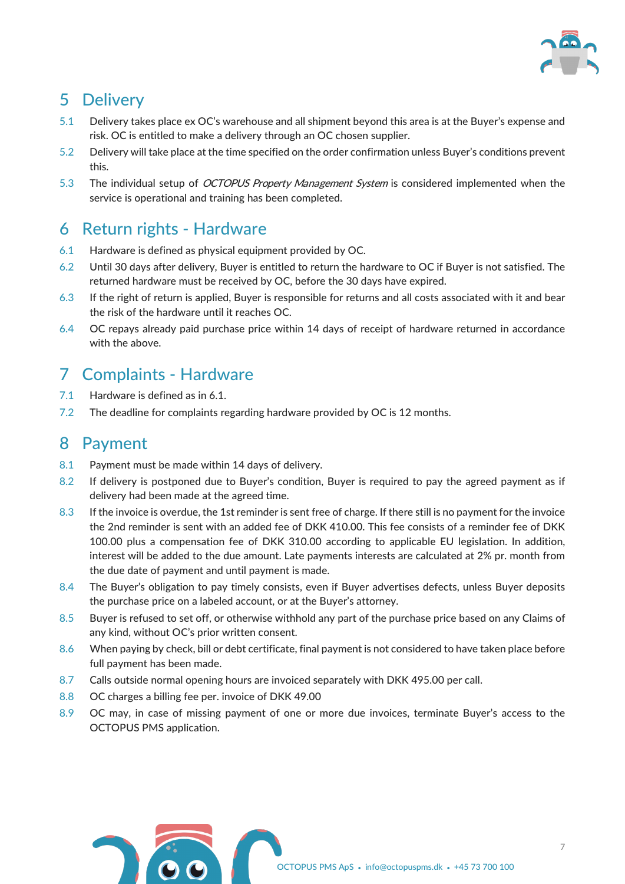# 5 Delivery

5.1 Delivery takes place ex OC's warehouse and all shipment beyond this area is at the Buyer's expense and risk. OC is entitled to make a delivery through an OC chosen supplier.

5.2 Delivery will take place at the time specified on the order confirmation unless Buyer's conditions prevent this.

5.3 The individual setup of *OCTOPUS Property Management System* is considered implemented when the service is operational and training has been completed.

# 6 Return rights - Hardware

6.1 Hardware is defined as physical equipment provided by OC.

6.2 Until 30 days after delivery, Buyer is entitled to return the hardware to OC if Buyer is not satisfied. The returned hardware must be received by OC, before the 30 days have expired.

6.3 If the right of return is applied, Buyer is responsible for returns and all costs associated with it and bear the risk of the hardware until it reaches OC.

6.4 OC repays already paid purchase price within 14 days of receipt of hardware returned in accordance with the above.

# 7 Complaints - Hardware

7.1 Hardware is defined as in 6.1.

7.2 The deadline for complaints regarding hardware provided by OC is 12 months.

# 8 Payment

8.1 Payment must be made within 14 days of delivery.

8.2 If delivery is postponed due to Buyer's condition, Buyer is required to pay the agreed payment as if delivery had been made at the agreed time.

8.3 If the invoice is overdue, the 1st reminder is sent free of charge. If there still is no payment for the invoice the 2nd reminder is sent with an added fee of DKK 410.00. This fee consists of a reminder fee of DKK 100.00 plus a compensation fee of DKK 310.00 according to applicable EU legislation. In addition, interest will be added to the due amount. Late payments interests are calculated at 2% pr. month from the due date of payment and until payment is made.

8.4 The Buyer's obligation to pay timely consists, even if Buyer advertises defects, unless Buyer deposits the purchase price on a labeled account, or at the Buyer's attorney.

8.5 Buyer is refused to set off, or otherwise withhold any part of the purchase price based on any Claims of any kind, without OC's prior written consent.

8.6 When paying by check, bill or debt certificate, final payment is not considered to have taken place before full payment has been made.

8.7 Calls outside normal opening hours are invoiced separately with DKK 495.00 per call.

8.8 OC charges a billing fee per. invoice of DKK 49.00

8.9 OC may, in case of missing payment of one or more due invoices, terminate Buyer's access to the OCTOPUS PMS application.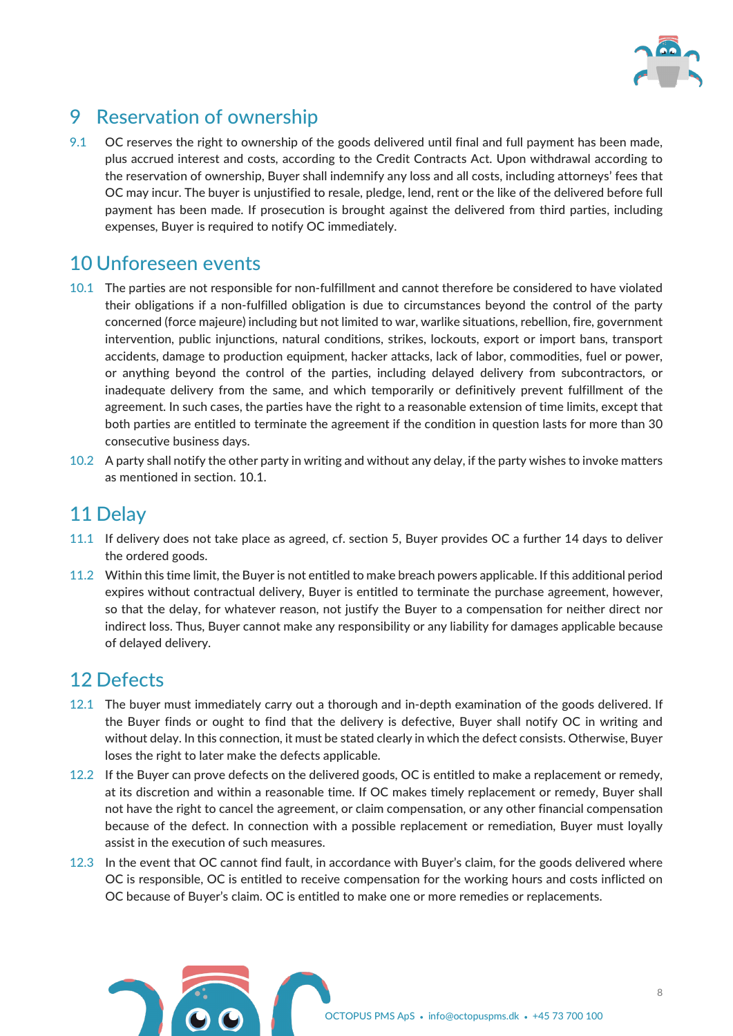## 9 Reservation of ownership

9.1 OC reserves the right to ownership of the goods delivered until final and full payment has been made, plus accrued interest and costs, according to the Credit Contracts Act. Upon withdrawal according to the reservation of ownership, Buyer shall indemnify any loss and all costs, including attorneys' fees that OC may incur. The buyer is unjustified to resale, pledge, lend, rent or the like of the delivered before full payment has been made. If prosecution is brought against the delivered from third parties, including expenses, Buyer is required to notify OC immediately.

## 10 Unforeseen events

10.1 The parties are not responsible for non-fulfillment and cannot therefore be considered to have violated their obligations if a non-fulfilled obligation is due to circumstances beyond the control of the party concerned (force majeure) including but not limited to war, warlike situations, rebellion, fire, government intervention, public injunctions, natural conditions, strikes, lockouts, export or import bans, transport accidents, damage to production equipment, hacker attacks, lack of labor, commodities, fuel or power, or anything beyond the control of the parties, including delayed delivery from subcontractors, or inadequate delivery from the same, and which temporarily or definitively prevent fulfillment of the agreement. In such cases, the parties have the right to a reasonable extension of time limits, except that both parties are entitled to terminate the agreement if the condition in question lasts for more than 30 consecutive business days.

10.2 A party shall notify the other party in writing and without any delay, if the party wishes to invoke matters as mentioned in section. 10.1.

## 11 Delay

11.1 If delivery does not take place as agreed, cf. section 5, Buyer provides OC a further 14 days to deliver the ordered goods.

11.2 Within this time limit, the Buyer is not entitled to make breach powers applicable. If this additional period expires without contractual delivery, Buyer is entitled to terminate the purchase agreement, however, so that the delay, for whatever reason, not justify the Buyer to a compensation for neither direct nor indirect loss. Thus, Buyer cannot make any responsibility or any liability for damages applicable because of delayed delivery.

## 12 Defects

12.1 The buyer must immediately carry out a thorough and in-depth examination of the goods delivered. If the Buyer finds or ought to find that the delivery is defective, Buyer shall notify OC in writing and without delay. In this connection, it must be stated clearly in which the defect consists. Otherwise, Buyer loses the right to later make the defects applicable.

12.2 If the Buyer can prove defects on the delivered goods, OC is entitled to make a replacement or remedy, at its discretion and within a reasonable time. If OC makes timely replacement or remedy, Buyer shall not have the right to cancel the agreement, or claim compensation, or any other financial compensation because of the defect. In connection with a possible replacement or remediation, Buyer must loyally assist in the execution of such measures.

12.3 In the event that OC cannot find fault, in accordance with Buyer's claim, for the goods delivered where OC is responsible, OC is entitled to receive compensation for the working hours and costs inflicted on OC because of Buyer's claim. OC is entitled to make one or more remedies or replacements.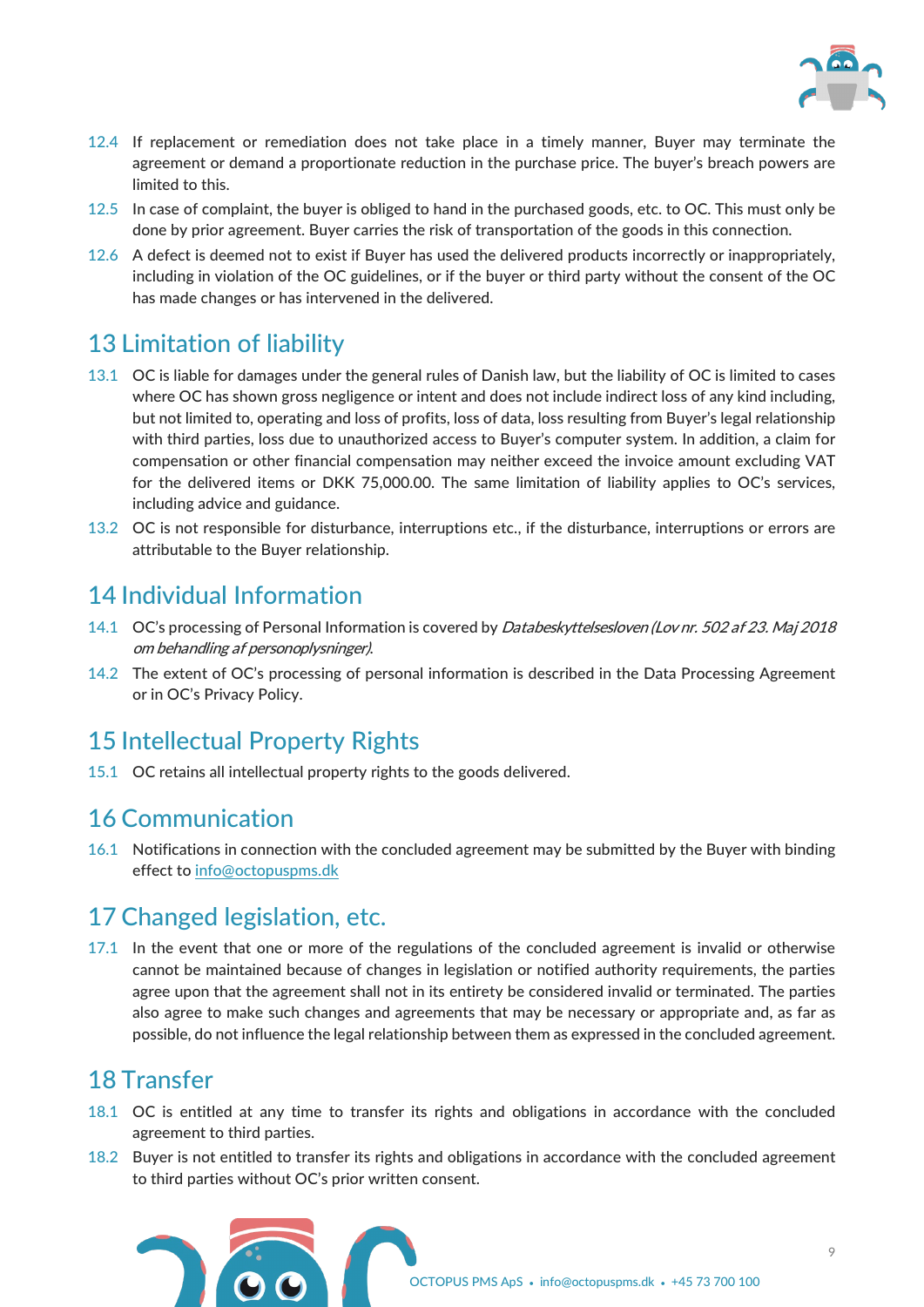12.4 If replacement or remediation does not take place in a timely manner, Buyer may terminate the agreement or demand a proportionate reduction in the purchase price. The buyer's breach powers are limited to this.

12.5 In case of complaint, the buyer is obliged to hand in the purchased goods, etc. to OC. This must only be done by prior agreement. Buyer carries the risk of transportation of the goods in this connection.

12.6 A defect is deemed not to exist if Buyer has used the delivered products incorrectly or inappropriately, including in violation of the OC guidelines, or if the buyer or third party without the consent of the OC has made changes or has intervened in the delivered.

## 13 Limitation of liability

13.1 OC is liable for damages under the general rules of Danish law, but the liability of OC is limited to cases where OC has shown gross negligence or intent and does not include indirect loss of any kind including, but not limited to, operating and loss of profits, loss of data, loss resulting from Buyer's legal relationship with third parties, loss due to unauthorized access to Buyer's computer system. In addition, a claim for compensation or other financial compensation may neither exceed the invoice amount excluding VAT for the delivered items or DKK 75,000.00. The same limitation of liability applies to OC's services, including advice and guidance.

13.2 OC is not responsible for disturbance, interruptions etc., if the disturbance, interruptions or errors are attributable to the Buyer relationship.

## 14 Individual Information

14.1 OC's processing of Personal Information is covered by *Databeskyttelsesloven (Lov nr. 502 af 23. Maj 2018 om behandling af personoplysninger).*

14.2 The extent of OC's processing of personal information is described in the Data Processing Agreement or in OC's Privacy Policy.

## 15 Intellectual Property Rights

15.1 OC retains all intellectual property rights to the goods delivered.

## 16 Communication

16.1 Notifications in connection with the concluded agreement may be submitted by the Buyer with binding effect to info@octopuspms.dk

## 17 Changed legislation, etc.

17.1 In the event that one or more of the regulations of the concluded agreement is invalid or otherwise cannot be maintained because of changes in legislation or notified authority requirements, the parties agree upon that the agreement shall not in its entirety be considered invalid or terminated. The parties also agree to make such changes and agreements that may be necessary or appropriate and, as far as possible, do not influence the legal relationship between them as expressed in the concluded agreement.

## 18 Transfer

18.1 OC is entitled at any time to transfer its rights and obligations in accordance with the concluded agreement to third parties.

18.2 Buyer is not entitled to transfer its rights and obligations in accordance with the concluded agreement to third parties without OC's prior written consent.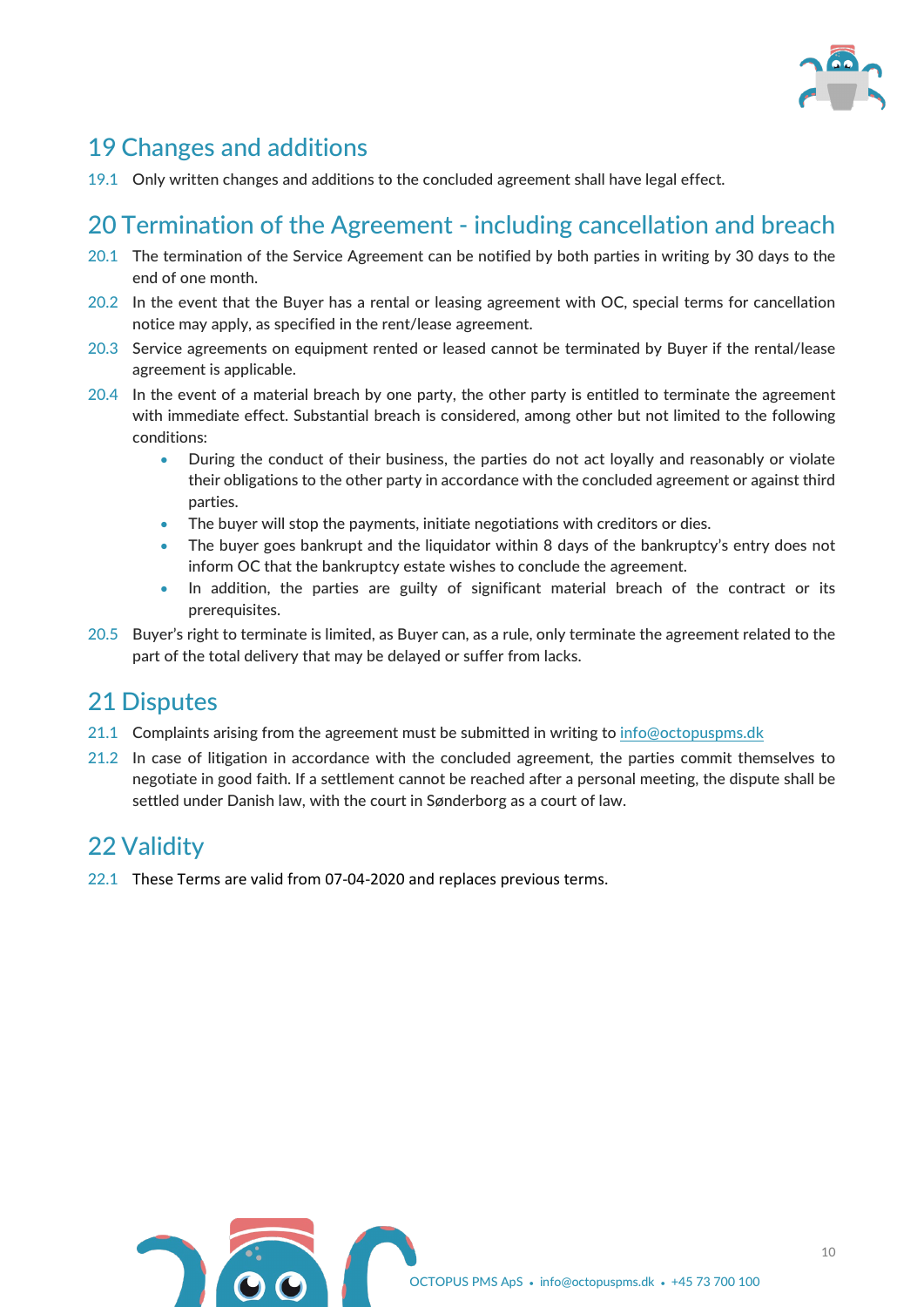## 19 Changes and additions

19.1 Only written changes and additions to the concluded agreement shall have legal effect.

## 20 Termination of the Agreement - including cancellation and breach

20.1 The termination of the Service Agreement can be notified by both parties in writing by 30 days to the end of one month.

20.2 In the event that the Buyer has a rental or leasing agreement with OC, special terms for cancellation notice may apply, as specified in the rent/lease agreement.

20.3 Service agreements on equipment rented or leased cannot be terminated by Buyer if the rental/lease agreement is applicable.

20.4 In the event of a material breach by one party, the other party is entitled to terminate the agreement with immediate effect. Substantial breach is considered, among other but not limited to the following conditions:

- During the conduct of their business, the parties do not act loyally and reasonably or violate their obligations to the other party in accordance with the concluded agreement or against third parties.
- The buyer will stop the payments, initiate negotiations with creditors or dies.
- The buyer goes bankrupt and the liquidator within 8 days of the bankruptcy's entry does not inform OC that the bankruptcy estate wishes to conclude the agreement.
- In addition, the parties are guilty of significant material breach of the contract or its prerequisites.

20.5 Buyer's right to terminate is limited, as Buyer can, as a rule, only terminate the agreement related to the part of the total delivery that may be delayed or suffer from lacks.

## 21 Disputes

21.1 Complaints arising from the agreement must be submitted in writing to info@octopuspms.dk

21.2 In case of litigation in accordance with the concluded agreement, the parties commit themselves to negotiate in good faith. If a settlement cannot be reached after a personal meeting, the dispute shall be settled under Danish law, with the court in Sønderborg as a court of law.

## 22 Validity

22.1 These Terms are valid from 07-04-2020 and replaces previous terms.